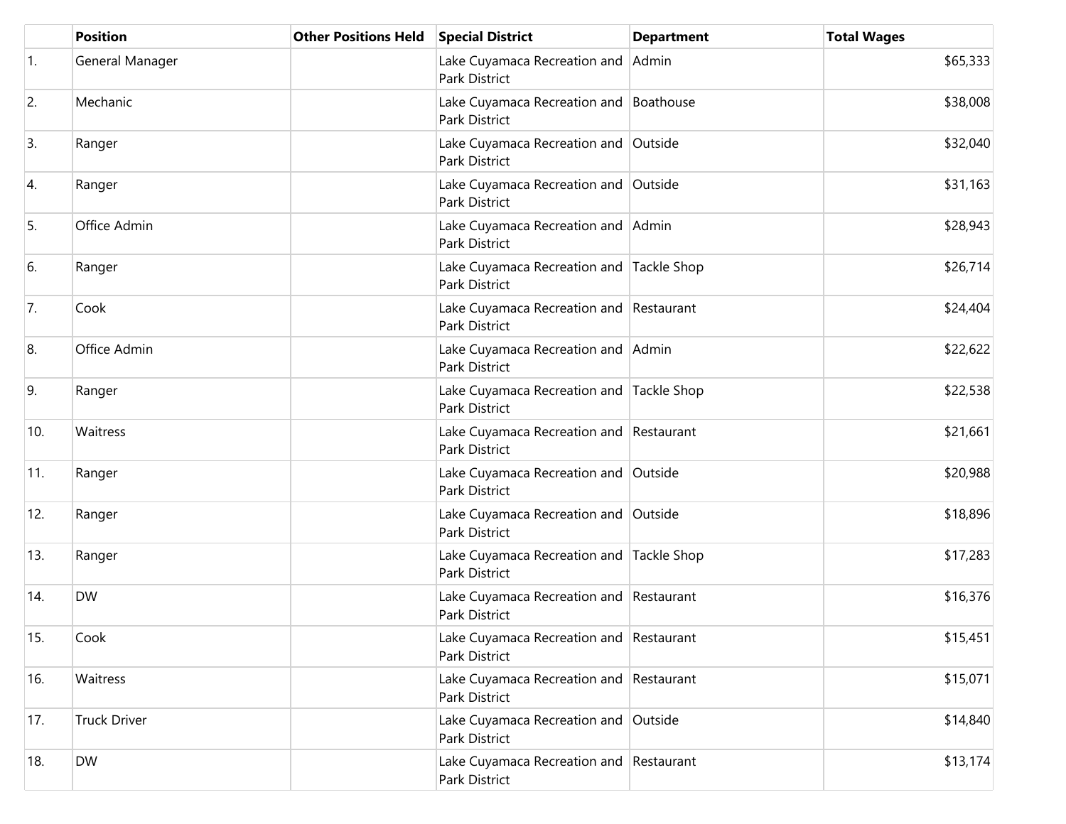| | Position | Other Positions Held | Special District | Department | Total Wages |
|---|---|---|---|---|---|
| 1. | General Manager | | Lake Cuyamaca Recreation and Park District | Admin | $65,333 |
| 2. | Mechanic | | Lake Cuyamaca Recreation and Park District | Boathouse | $38,008 |
| 3. | Ranger | | Lake Cuyamaca Recreation and Park District | Outside | $32,040 |
| 4. | Ranger | | Lake Cuyamaca Recreation and Park District | Outside | $31,163 |
| 5. | Office Admin | | Lake Cuyamaca Recreation and Park District | Admin | $28,943 |
| 6. | Ranger | | Lake Cuyamaca Recreation and Park District | Tackle Shop | $26,714 |
| 7. | Cook | | Lake Cuyamaca Recreation and Park District | Restaurant | $24,404 |
| 8. | Office Admin | | Lake Cuyamaca Recreation and Park District | Admin | $22,622 |
| 9. | Ranger | | Lake Cuyamaca Recreation and Park District | Tackle Shop | $22,538 |
| 10. | Waitress | | Lake Cuyamaca Recreation and Park District | Restaurant | $21,661 |
| 11. | Ranger | | Lake Cuyamaca Recreation and Park District | Outside | $20,988 |
| 12. | Ranger | | Lake Cuyamaca Recreation and Park District | Outside | $18,896 |
| 13. | Ranger | | Lake Cuyamaca Recreation and Park District | Tackle Shop | $17,283 |
| 14. | DW | | Lake Cuyamaca Recreation and Park District | Restaurant | $16,376 |
| 15. | Cook | | Lake Cuyamaca Recreation and Park District | Restaurant | $15,451 |
| 16. | Waitress | | Lake Cuyamaca Recreation and Park District | Restaurant | $15,071 |
| 17. | Truck Driver | | Lake Cuyamaca Recreation and Park District | Outside | $14,840 |
| 18. | DW | | Lake Cuyamaca Recreation and Park District | Restaurant | $13,174 |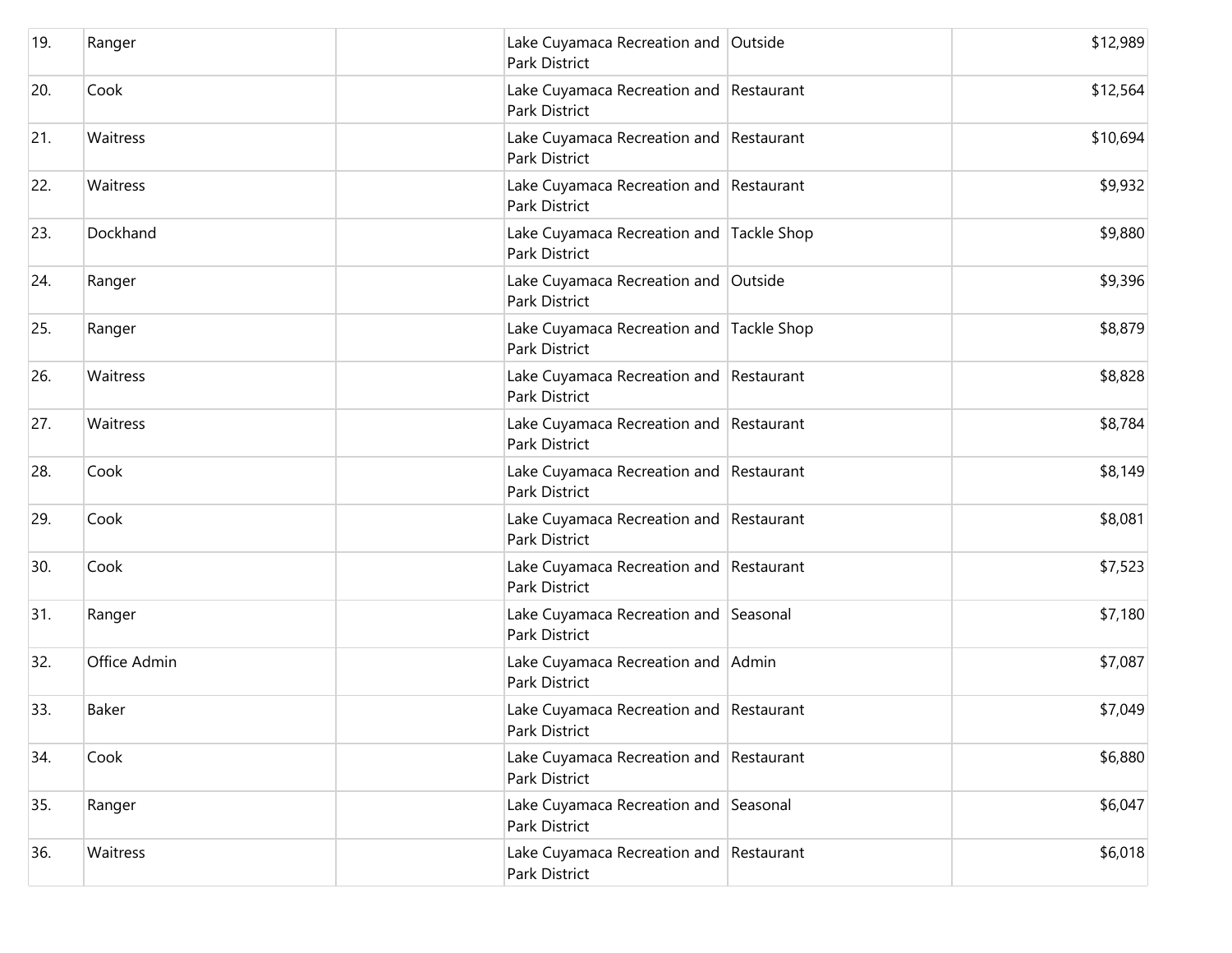| | | | | | |
|---|---|---|---|---|---|
| 19. | Ranger | | Lake Cuyamaca Recreation and Park District | Outside | $12,989 |
| 20. | Cook | | Lake Cuyamaca Recreation and Park District | Restaurant | $12,564 |
| 21. | Waitress | | Lake Cuyamaca Recreation and Park District | Restaurant | $10,694 |
| 22. | Waitress | | Lake Cuyamaca Recreation and Park District | Restaurant | $9,932 |
| 23. | Dockhand | | Lake Cuyamaca Recreation and Park District | Tackle Shop | $9,880 |
| 24. | Ranger | | Lake Cuyamaca Recreation and Park District | Outside | $9,396 |
| 25. | Ranger | | Lake Cuyamaca Recreation and Park District | Tackle Shop | $8,879 |
| 26. | Waitress | | Lake Cuyamaca Recreation and Park District | Restaurant | $8,828 |
| 27. | Waitress | | Lake Cuyamaca Recreation and Park District | Restaurant | $8,784 |
| 28. | Cook | | Lake Cuyamaca Recreation and Park District | Restaurant | $8,149 |
| 29. | Cook | | Lake Cuyamaca Recreation and Park District | Restaurant | $8,081 |
| 30. | Cook | | Lake Cuyamaca Recreation and Park District | Restaurant | $7,523 |
| 31. | Ranger | | Lake Cuyamaca Recreation and Park District | Seasonal | $7,180 |
| 32. | Office Admin | | Lake Cuyamaca Recreation and Park District | Admin | $7,087 |
| 33. | Baker | | Lake Cuyamaca Recreation and Park District | Restaurant | $7,049 |
| 34. | Cook | | Lake Cuyamaca Recreation and Park District | Restaurant | $6,880 |
| 35. | Ranger | | Lake Cuyamaca Recreation and Park District | Seasonal | $6,047 |
| 36. | Waitress | | Lake Cuyamaca Recreation and Park District | Restaurant | $6,018 |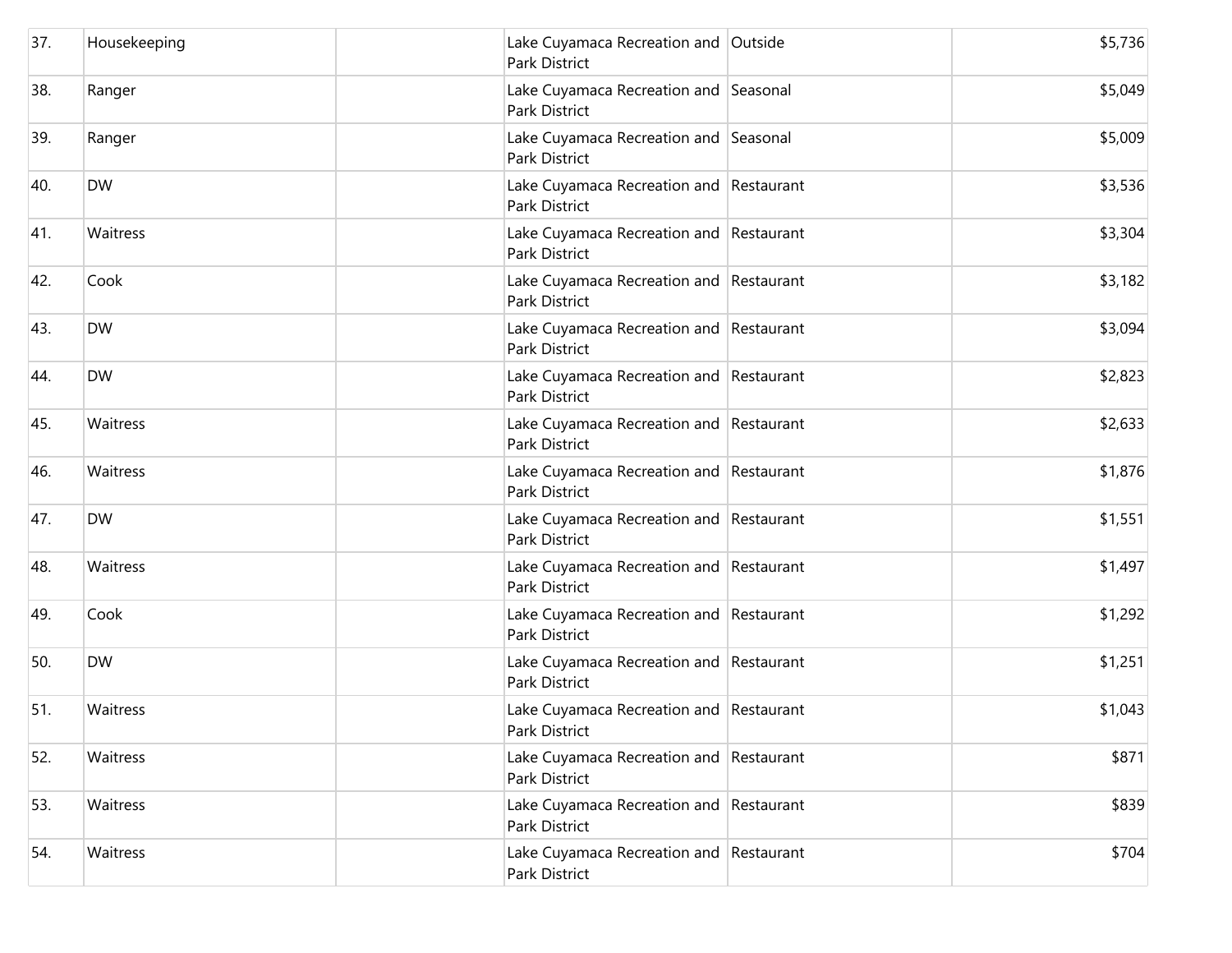| | | | | | |
|---|---|---|---|---|---|
| 37. | Housekeeping | | Lake Cuyamaca Recreation and Park District | Outside | $5,736 |
| 38. | Ranger | | Lake Cuyamaca Recreation and Park District | Seasonal | $5,049 |
| 39. | Ranger | | Lake Cuyamaca Recreation and Park District | Seasonal | $5,009 |
| 40. | DW | | Lake Cuyamaca Recreation and Park District | Restaurant | $3,536 |
| 41. | Waitress | | Lake Cuyamaca Recreation and Park District | Restaurant | $3,304 |
| 42. | Cook | | Lake Cuyamaca Recreation and Park District | Restaurant | $3,182 |
| 43. | DW | | Lake Cuyamaca Recreation and Park District | Restaurant | $3,094 |
| 44. | DW | | Lake Cuyamaca Recreation and Park District | Restaurant | $2,823 |
| 45. | Waitress | | Lake Cuyamaca Recreation and Park District | Restaurant | $2,633 |
| 46. | Waitress | | Lake Cuyamaca Recreation and Park District | Restaurant | $1,876 |
| 47. | DW | | Lake Cuyamaca Recreation and Park District | Restaurant | $1,551 |
| 48. | Waitress | | Lake Cuyamaca Recreation and Park District | Restaurant | $1,497 |
| 49. | Cook | | Lake Cuyamaca Recreation and Park District | Restaurant | $1,292 |
| 50. | DW | | Lake Cuyamaca Recreation and Park District | Restaurant | $1,251 |
| 51. | Waitress | | Lake Cuyamaca Recreation and Park District | Restaurant | $1,043 |
| 52. | Waitress | | Lake Cuyamaca Recreation and Park District | Restaurant | $871 |
| 53. | Waitress | | Lake Cuyamaca Recreation and Park District | Restaurant | $839 |
| 54. | Waitress | | Lake Cuyamaca Recreation and Park District | Restaurant | $704 |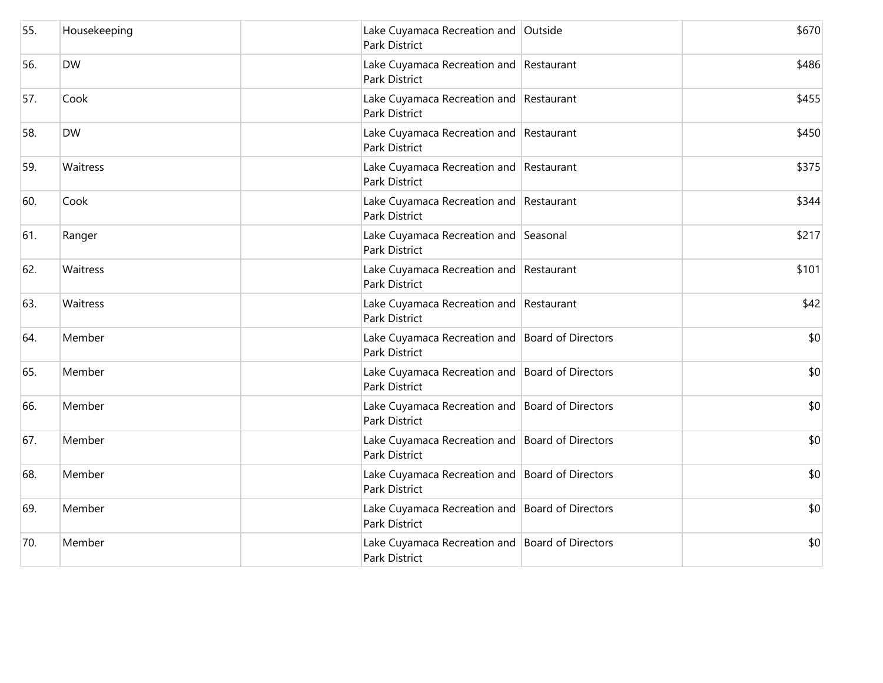| | | | | | |
|---|---|---|---|---|---|
| 55. | Housekeeping | | Lake Cuyamaca Recreation and Park District | Outside | $670 |
| 56. | DW | | Lake Cuyamaca Recreation and Park District | Restaurant | $486 |
| 57. | Cook | | Lake Cuyamaca Recreation and Park District | Restaurant | $455 |
| 58. | DW | | Lake Cuyamaca Recreation and Park District | Restaurant | $450 |
| 59. | Waitress | | Lake Cuyamaca Recreation and Park District | Restaurant | $375 |
| 60. | Cook | | Lake Cuyamaca Recreation and Park District | Restaurant | $344 |
| 61. | Ranger | | Lake Cuyamaca Recreation and Park District | Seasonal | $217 |
| 62. | Waitress | | Lake Cuyamaca Recreation and Park District | Restaurant | $101 |
| 63. | Waitress | | Lake Cuyamaca Recreation and Park District | Restaurant | $42 |
| 64. | Member | | Lake Cuyamaca Recreation and Park District | Board of Directors | $0 |
| 65. | Member | | Lake Cuyamaca Recreation and Park District | Board of Directors | $0 |
| 66. | Member | | Lake Cuyamaca Recreation and Park District | Board of Directors | $0 |
| 67. | Member | | Lake Cuyamaca Recreation and Park District | Board of Directors | $0 |
| 68. | Member | | Lake Cuyamaca Recreation and Park District | Board of Directors | $0 |
| 69. | Member | | Lake Cuyamaca Recreation and Park District | Board of Directors | $0 |
| 70. | Member | | Lake Cuyamaca Recreation and Park District | Board of Directors | $0 |